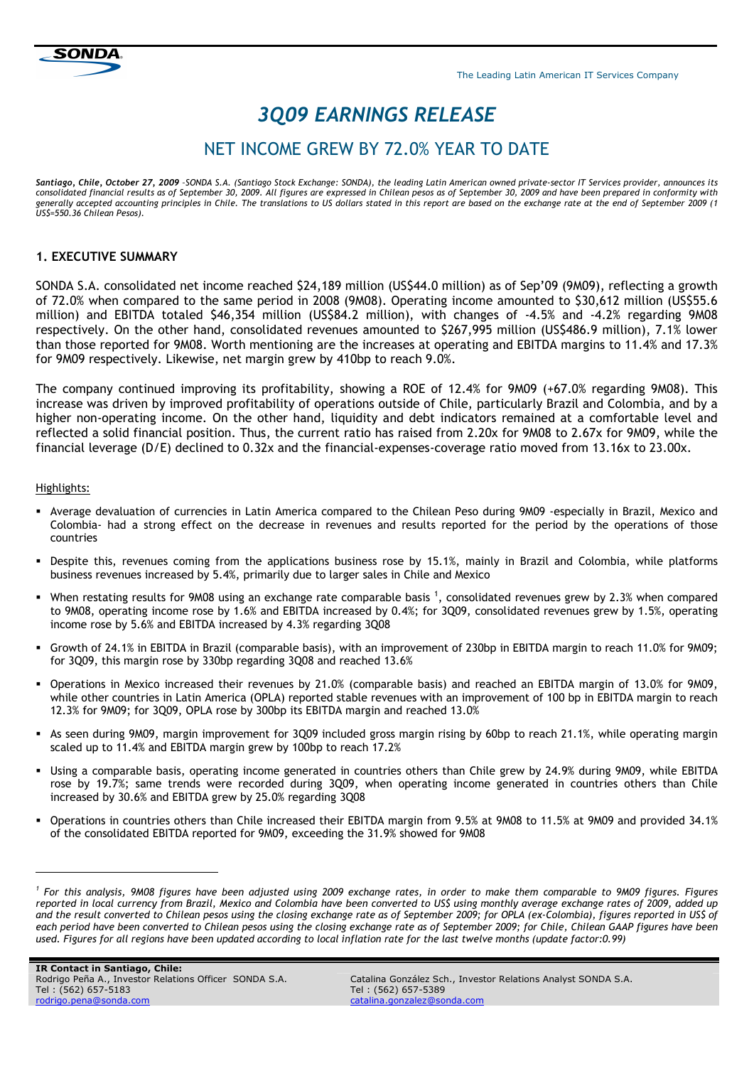The Leading Latin American IT Services Company

# *3Q09 EARNINGS RELEASE*

## NET INCOME GREW BY 72.0% YEAR TO DATE

***Santiago, Chile, October 27, 2009** –SONDA S.A. (Santiago Stock Exchange: SONDA), the leading Latin American owned private-sector IT Services provider, announces its consolidated financial results as of September 30, 2009. All figures are expressed in Chilean pesos as of September 30, 2009 and have been prepared in conformity with generally accepted accounting principles in Chile. The translations to US dollars stated in this report are based on the exchange rate at the end of September 2009 (1 US$=550.36 Chilean Pesos).*

### 1. EXECUTIVE SUMMARY

SONDA S.A. consolidated net income reached $24,189 million (US$44.0 million) as of Sep'09 (9M09), reflecting a growth of 72.0% when compared to the same period in 2008 (9M08). Operating income amounted to $30,612 million (US$55.6 million) and EBITDA totaled $46,354 million (US$84.2 million), with changes of -4.5% and -4.2% regarding 9M08 respectively. On the other hand, consolidated revenues amounted to $267,995 million (US$486.9 million), 7.1% lower than those reported for 9M08. Worth mentioning are the increases at operating and EBITDA margins to 11.4% and 17.3% for 9M09 respectively. Likewise, net margin grew by 410bp to reach 9.0%.

The company continued improving its profitability, showing a ROE of 12.4% for 9M09 (+67.0% regarding 9M08). This increase was driven by improved profitability of operations outside of Chile, particularly Brazil and Colombia, and by a higher non-operating income. On the other hand, liquidity and debt indicators remained at a comfortable level and reflected a solid financial position. Thus, the current ratio has raised from 2.20x for 9M08 to 2.67x for 9M09, while the financial leverage (D/E) declined to 0.32x and the financial-expenses-coverage ratio moved from 13.16x to 23.00x.

Highlights:

- Average devaluation of currencies in Latin America compared to the Chilean Peso during 9M09 -especially in Brazil, Mexico and Colombia- had a strong effect on the decrease in revenues and results reported for the period by the operations of those countries
- Despite this, revenues coming from the applications business rose by 15.1%, mainly in Brazil and Colombia, while platforms business revenues increased by 5.4%, primarily due to larger sales in Chile and Mexico
- When restating results for 9M08 using an exchange rate comparable basis [1], consolidated revenues grew by 2.3% when compared to 9M08, operating income rose by 1.6% and EBITDA increased by 0.4%; for 3Q09, consolidated revenues grew by 1.5%, operating income rose by 5.6% and EBITDA increased by 4.3% regarding 3Q08
- Growth of 24.1% in EBITDA in Brazil (comparable basis), with an improvement of 230bp in EBITDA margin to reach 11.0% for 9M09; for 3Q09, this margin rose by 330bp regarding 3Q08 and reached 13.6%
- Operations in Mexico increased their revenues by 21.0% (comparable basis) and reached an EBITDA margin of 13.0% for 9M09, while other countries in Latin America (OPLA) reported stable revenues with an improvement of 100 bp in EBITDA margin to reach 12.3% for 9M09; for 3Q09, OPLA rose by 300bp its EBITDA margin and reached 13.0%
- As seen during 9M09, margin improvement for 3Q09 included gross margin rising by 60bp to reach 21.1%, while operating margin scaled up to 11.4% and EBITDA margin grew by 100bp to reach 17.2%
- Using a comparable basis, operating income generated in countries others than Chile grew by 24.9% during 9M09, while EBITDA rose by 19.7%; same trends were recorded during 3Q09, when operating income generated in countries others than Chile increased by 30.6% and EBITDA grew by 25.0% regarding 3Q08
- Operations in countries others than Chile increased their EBITDA margin from 9.5% at 9M08 to 11.5% at 9M09 and provided 34.1% of the consolidated EBITDA reported for 9M09, exceeding the 31.9% showed for 9M08

---

[1] *For this analysis, 9M08 figures have been adjusted using 2009 exchange rates, in order to make them comparable to 9M09 figures. Figures reported in local currency from Brazil, Mexico and Colombia have been converted to US$ using monthly average exchange rates of 2009, added up and the result converted to Chilean pesos using the closing exchange rate as of September 2009; for OPLA (ex-Colombia), figures reported in US$ of each period have been converted to Chilean pesos using the closing exchange rate as of September 2009; for Chile, Chilean GAAP figures have been used. Figures for all regions have been updated according to local inflation rate for the last twelve months (update factor:0.99)*

**IR Contact in Santiago, Chile:**
Rodrigo Peña A., Investor Relations Officer SONDA S.A.
Tel : (562) 657-5183
rodrigo.pena@sonda.com

Catalina González Sch., Investor Relations Analyst SONDA S.A.
Tel : (562) 657-5389
catalina.gonzalez@sonda.com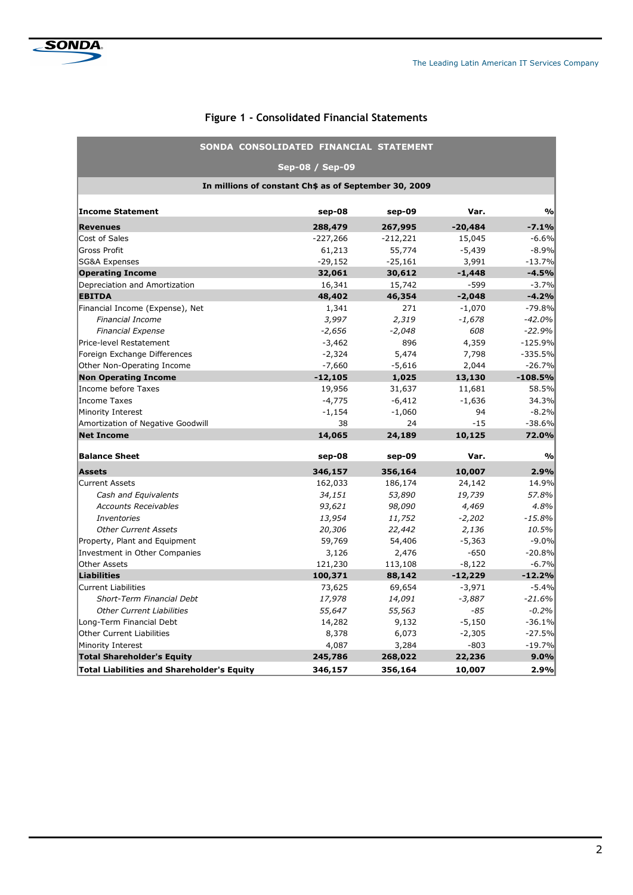## Figure 1 - Consolidated Financial Statements

| SONDA CONSOLIDATED FINANCIAL STATEMENT | | | | |
|---|---|---|---|---|
| Sep-08 / Sep-09 | | | | |
| In millions of constant Ch$ as of September 30, 2009 | | | | |
| **Income Statement** | **sep-08** | **sep-09** | **Var.** | **%** |
| **Revenues** | **288,479** | **267,995** | **-20,484** | **-7.1%** |
| Cost of Sales | -227,266 | -212,221 | 15,045 | -6.6% |
| Gross Profit | 61,213 | 55,774 | -5,439 | -8.9% |
| SG&A Expenses | -29,152 | -25,161 | 3,991 | -13.7% |
| **Operating Income** | **32,061** | **30,612** | **-1,448** | **-4.5%** |
| Depreciation and Amortization | 16,341 | 15,742 | -599 | -3.7% |
| **EBITDA** | **48,402** | **46,354** | **-2,048** | **-4.2%** |
| Financial Income (Expense), Net | 1,341 | 271 | -1,070 | -79.8% |
| *Financial Income* | *3,997* | *2,319* | *-1,678* | *-42.0%* |
| *Financial Expense* | *-2,656* | *-2,048* | *608* | *-22.9%* |
| Price-level Restatement | -3,462 | 896 | 4,359 | -125.9% |
| Foreign Exchange Differences | -2,324 | 5,474 | 7,798 | -335.5% |
| Other Non-Operating Income | -7,660 | -5,616 | 2,044 | -26.7% |
| **Non Operating Income** | **-12,105** | **1,025** | **13,130** | **-108.5%** |
| Income before Taxes | 19,956 | 31,637 | 11,681 | 58.5% |
| Income Taxes | -4,775 | -6,412 | -1,636 | 34.3% |
| Minority Interest | -1,154 | -1,060 | 94 | -8.2% |
| Amortization of Negative Goodwill | 38 | 24 | -15 | -38.6% |
| **Net Income** | **14,065** | **24,189** | **10,125** | **72.0%** |
| | | | | |
| **Balance Sheet** | **sep-08** | **sep-09** | **Var.** | **%** |
| **Assets** | **346,157** | **356,164** | **10,007** | **2.9%** |
| Current Assets | 162,033 | 186,174 | 24,142 | 14.9% |
| *Cash and Equivalents* | *34,151* | *53,890* | *19,739* | *57.8%* |
| *Accounts Receivables* | *93,621* | *98,090* | *4,469* | *4.8%* |
| *Inventories* | *13,954* | *11,752* | *-2,202* | *-15.8%* |
| *Other Current Assets* | *20,306* | *22,442* | *2,136* | *10.5%* |
| Property, Plant and Equipment | 59,769 | 54,406 | -5,363 | -9.0% |
| Investment in Other Companies | 3,126 | 2,476 | -650 | -20.8% |
| Other Assets | 121,230 | 113,108 | -8,122 | -6.7% |
| **Liabilities** | **100,371** | **88,142** | **-12,229** | **-12.2%** |
| Current Liabilities | 73,625 | 69,654 | -3,971 | -5.4% |
| *Short-Term Financial Debt* | *17,978* | *14,091* | *-3,887* | *-21.6%* |
| *Other Current Liabilities* | *55,647* | *55,563* | *-85* | *-0.2%* |
| Long-Term Financial Debt | 14,282 | 9,132 | -5,150 | -36.1% |
| Other Current Liabilities | 8,378 | 6,073 | -2,305 | -27.5% |
| Minority Interest | 4,087 | 3,284 | -803 | -19.7% |
| **Total Shareholder's Equity** | **245,786** | **268,022** | **22,236** | **9.0%** |
| **Total Liabilities and Shareholder's Equity** | **346,157** | **356,164** | **10,007** | **2.9%** |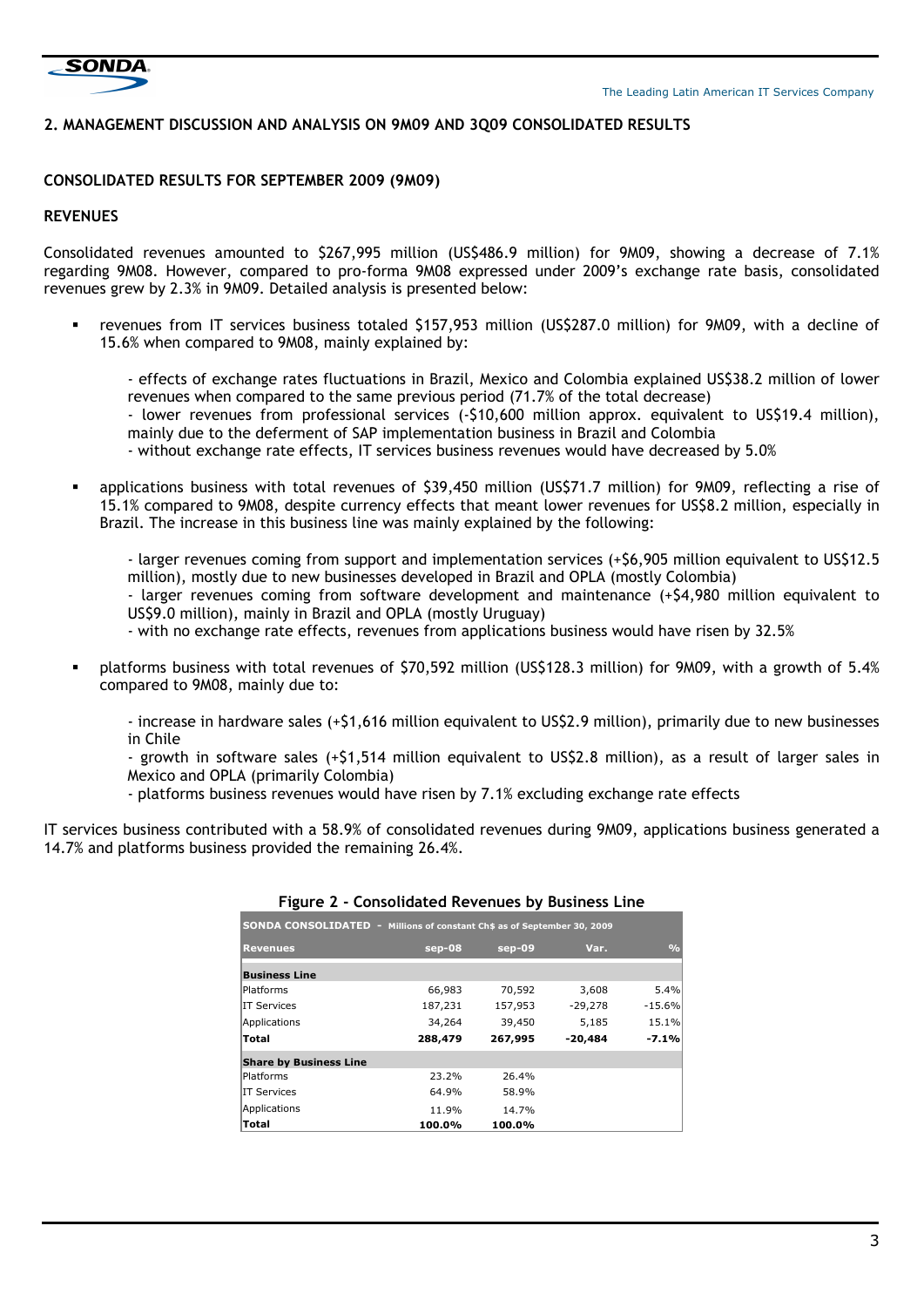## 2. MANAGEMENT DISCUSSION AND ANALYSIS ON 9M09 AND 3Q09 CONSOLIDATED RESULTS

### CONSOLIDATED RESULTS FOR SEPTEMBER 2009 (9M09)

### REVENUES

Consolidated revenues amounted to $267,995 million (US$486.9 million) for 9M09, showing a decrease of 7.1% regarding 9M08. However, compared to pro-forma 9M08 expressed under 2009's exchange rate basis, consolidated revenues grew by 2.3% in 9M09. Detailed analysis is presented below:

- revenues from IT services business totaled $157,953 million (US$287.0 million) for 9M09, with a decline of 15.6% when compared to 9M08, mainly explained by:

  - effects of exchange rates fluctuations in Brazil, Mexico and Colombia explained US$38.2 million of lower revenues when compared to the same previous period (71.7% of the total decrease)
  - lower revenues from professional services (-$10,600 million approx. equivalent to US$19.4 million), mainly due to the deferment of SAP implementation business in Brazil and Colombia
  - without exchange rate effects, IT services business revenues would have decreased by 5.0%

- applications business with total revenues of $39,450 million (US$71.7 million) for 9M09, reflecting a rise of 15.1% compared to 9M08, despite currency effects that meant lower revenues for US$8.2 million, especially in Brazil. The increase in this business line was mainly explained by the following:

  - larger revenues coming from support and implementation services (+$6,905 million equivalent to US$12.5 million), mostly due to new businesses developed in Brazil and OPLA (mostly Colombia)
  - larger revenues coming from software development and maintenance (+$4,980 million equivalent to US$9.0 million), mainly in Brazil and OPLA (mostly Uruguay)
  - with no exchange rate effects, revenues from applications business would have risen by 32.5%

- platforms business with total revenues of $70,592 million (US$128.3 million) for 9M09, with a growth of 5.4% compared to 9M08, mainly due to:

  - increase in hardware sales (+$1,616 million equivalent to US$2.9 million), primarily due to new businesses in Chile
  - growth in software sales (+$1,514 million equivalent to US$2.8 million), as a result of larger sales in Mexico and OPLA (primarily Colombia)
  - platforms business revenues would have risen by 7.1% excluding exchange rate effects

IT services business contributed with a 58.9% of consolidated revenues during 9M09, applications business generated a 14.7% and platforms business provided the remaining 26.4%.

**Figure 2 - Consolidated Revenues by Business Line**

| SONDA CONSOLIDATED - Millions of constant Ch$ as of September 30, 2009 | | | | |
|---|---|---|---|---|
| **Revenues** | **sep-08** | **sep-09** | **Var.** | **%** |
| **Business Line** | | | | |
| Platforms | 66,983 | 70,592 | 3,608 | 5.4% |
| IT Services | 187,231 | 157,953 | -29,278 | -15.6% |
| Applications | 34,264 | 39,450 | 5,185 | 15.1% |
| **Total** | **288,479** | **267,995** | **-20,484** | **-7.1%** |
| **Share by Business Line** | | | | |
| Platforms | 23.2% | 26.4% | | |
| IT Services | 64.9% | 58.9% | | |
| Applications | 11.9% | 14.7% | | |
| **Total** | **100.0%** | **100.0%** | | |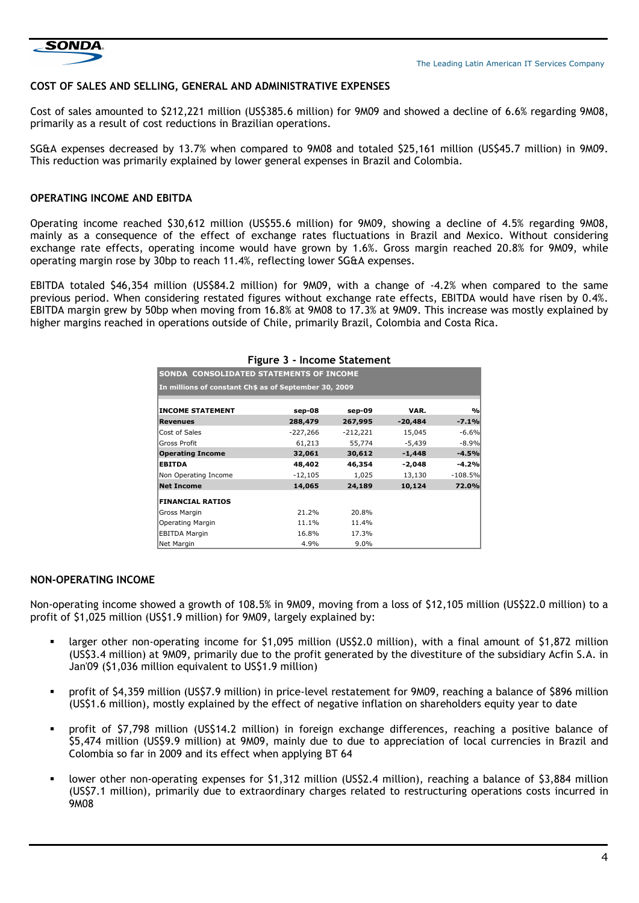## COST OF SALES AND SELLING, GENERAL AND ADMINISTRATIVE EXPENSES

Cost of sales amounted to $212,221 million (US$385.6 million) for 9M09 and showed a decline of 6.6% regarding 9M08, primarily as a result of cost reductions in Brazilian operations.

SG&A expenses decreased by 13.7% when compared to 9M08 and totaled $25,161 million (US$45.7 million) in 9M09. This reduction was primarily explained by lower general expenses in Brazil and Colombia.

## OPERATING INCOME AND EBITDA

Operating income reached $30,612 million (US$55.6 million) for 9M09, showing a decline of 4.5% regarding 9M08, mainly as a consequence of the effect of exchange rates fluctuations in Brazil and Mexico. Without considering exchange rate effects, operating income would have grown by 1.6%. Gross margin reached 20.8% for 9M09, while operating margin rose by 30bp to reach 11.4%, reflecting lower SG&A expenses.

EBITDA totaled $46,354 million (US$84.2 million) for 9M09, with a change of -4.2% when compared to the same previous period. When considering restated figures without exchange rate effects, EBITDA would have risen by 0.4%. EBITDA margin grew by 50bp when moving from 16.8% at 9M08 to 17.3% at 9M09. This increase was mostly explained by higher margins reached in operations outside of Chile, primarily Brazil, Colombia and Costa Rica.

**Figure 3 - Income Statement**

**SONDA CONSOLIDATED STATEMENTS OF INCOME**
**In millions of constant Ch$ as of September 30, 2009**

| INCOME STATEMENT | sep-08 | sep-09 | VAR. | % |
|---|---|---|---|---|
| **Revenues** | **288,479** | **267,995** | **-20,484** | **-7.1%** |
| Cost of Sales | -227,266 | -212,221 | 15,045 | -6.6% |
| Gross Profit | 61,213 | 55,774 | -5,439 | -8.9% |
| **Operating Income** | **32,061** | **30,612** | **-1,448** | **-4.5%** |
| **EBITDA** | **48,402** | **46,354** | **-2,048** | **-4.2%** |
| Non Operating Income | -12,105 | 1,025 | 13,130 | -108.5% |
| **Net Income** | **14,065** | **24,189** | **10,124** | **72.0%** |
| **FINANCIAL RATIOS** | | | | |
| Gross Margin | 21.2% | 20.8% | | |
| Operating Margin | 11.1% | 11.4% | | |
| EBITDA Margin | 16.8% | 17.3% | | |
| Net Margin | 4.9% | 9.0% | | |

## NON-OPERATING INCOME

Non-operating income showed a growth of 108.5% in 9M09, moving from a loss of $12,105 million (US$22.0 million) to a profit of $1,025 million (US$1.9 million) for 9M09, largely explained by:

- larger other non-operating income for $1,095 million (US$2.0 million), with a final amount of $1,872 million (US$3.4 million) at 9M09, primarily due to the profit generated by the divestiture of the subsidiary Acfin S.A. in Jan'09 ($1,036 million equivalent to US$1.9 million)
- profit of $4,359 million (US$7.9 million) in price-level restatement for 9M09, reaching a balance of $896 million (US$1.6 million), mostly explained by the effect of negative inflation on shareholders equity year to date
- profit of $7,798 million (US$14.2 million) in foreign exchange differences, reaching a positive balance of $5,474 million (US$9.9 million) at 9M09, mainly due to due to appreciation of local currencies in Brazil and Colombia so far in 2009 and its effect when applying BT 64
- lower other non-operating expenses for $1,312 million (US$2.4 million), reaching a balance of $3,884 million (US$7.1 million), primarily due to extraordinary charges related to restructuring operations costs incurred in 9M08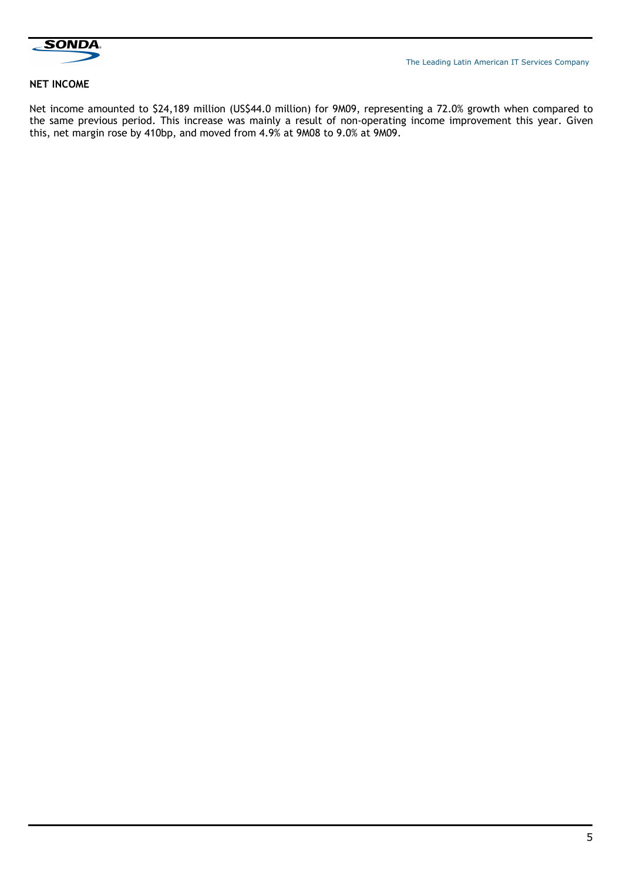## NET INCOME

Net income amounted to $24,189 million (US$44.0 million) for 9M09, representing a 72.0% growth when compared to the same previous period. This increase was mainly a result of non-operating income improvement this year. Given this, net margin rose by 410bp, and moved from 4.9% at 9M08 to 9.0% at 9M09.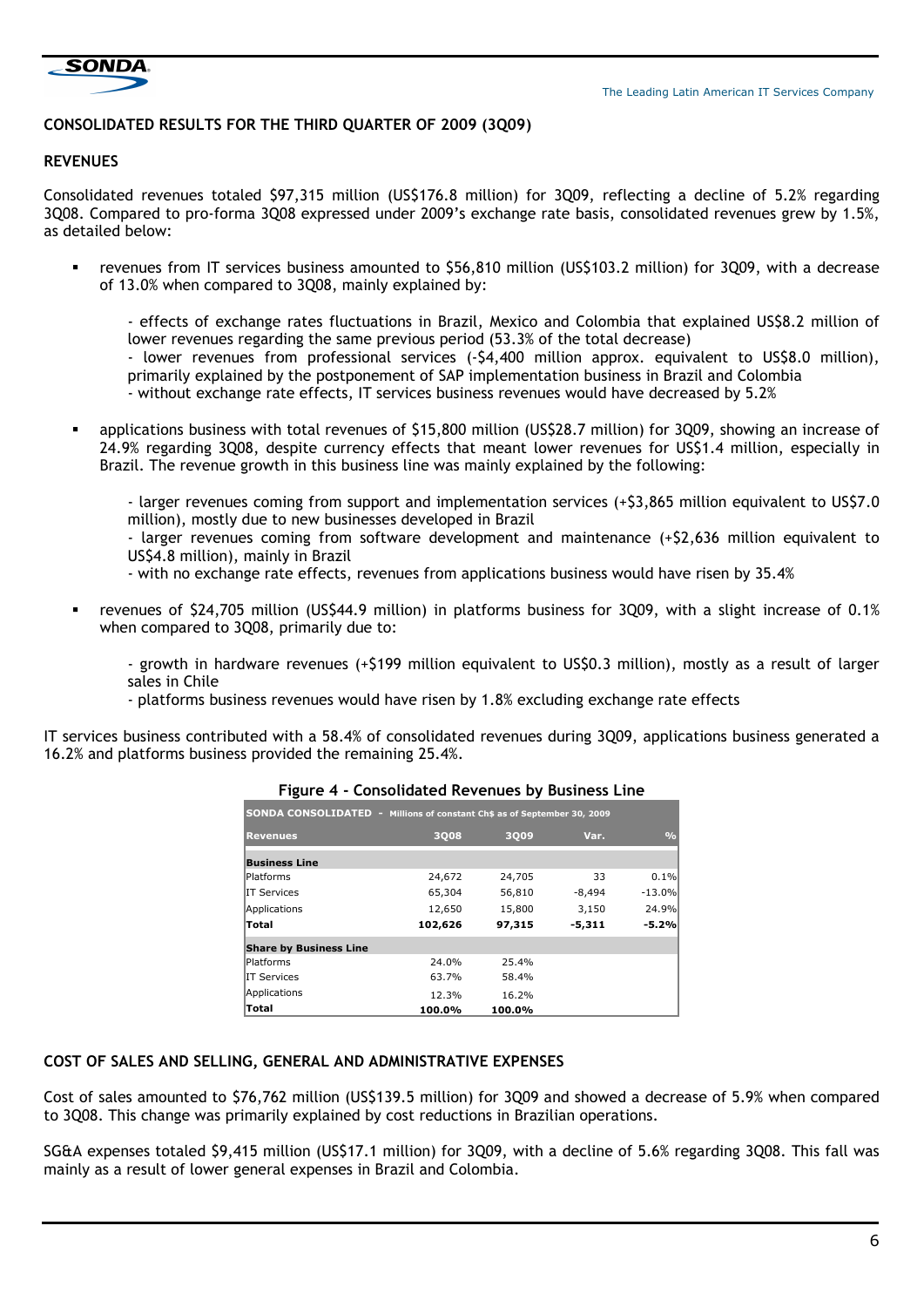## CONSOLIDATED RESULTS FOR THE THIRD QUARTER OF 2009 (3Q09)

### REVENUES

Consolidated revenues totaled $97,315 million (US$176.8 million) for 3Q09, reflecting a decline of 5.2% regarding 3Q08. Compared to pro-forma 3Q08 expressed under 2009's exchange rate basis, consolidated revenues grew by 1.5%, as detailed below:

- revenues from IT services business amounted to $56,810 million (US$103.2 million) for 3Q09, with a decrease of 13.0% when compared to 3Q08, mainly explained by:

  - effects of exchange rates fluctuations in Brazil, Mexico and Colombia that explained US$8.2 million of lower revenues regarding the same previous period (53.3% of the total decrease)
  - lower revenues from professional services (-$4,400 million approx. equivalent to US$8.0 million), primarily explained by the postponement of SAP implementation business in Brazil and Colombia
  - without exchange rate effects, IT services business revenues would have decreased by 5.2%

- applications business with total revenues of $15,800 million (US$28.7 million) for 3Q09, showing an increase of 24.9% regarding 3Q08, despite currency effects that meant lower revenues for US$1.4 million, especially in Brazil. The revenue growth in this business line was mainly explained by the following:

  - larger revenues coming from support and implementation services (+$3,865 million equivalent to US$7.0 million), mostly due to new businesses developed in Brazil
  - larger revenues coming from software development and maintenance (+$2,636 million equivalent to US$4.8 million), mainly in Brazil
  - with no exchange rate effects, revenues from applications business would have risen by 35.4%

- revenues of $24,705 million (US$44.9 million) in platforms business for 3Q09, with a slight increase of 0.1% when compared to 3Q08, primarily due to:

  - growth in hardware revenues (+$199 million equivalent to US$0.3 million), mostly as a result of larger sales in Chile
  - platforms business revenues would have risen by 1.8% excluding exchange rate effects

IT services business contributed with a 58.4% of consolidated revenues during 3Q09, applications business generated a 16.2% and platforms business provided the remaining 25.4%.

**Figure 4 - Consolidated Revenues by Business Line**

| SONDA CONSOLIDATED - Millions of constant Ch$ as of September 30, 2009 | | | | |
|---|---|---|---|---|
| **Revenues** | **3Q08** | **3Q09** | **Var.** | **%** |
| **Business Line** | | | | |
| Platforms | 24,672 | 24,705 | 33 | 0.1% |
| IT Services | 65,304 | 56,810 | -8,494 | -13.0% |
| Applications | 12,650 | 15,800 | 3,150 | 24.9% |
| **Total** | **102,626** | **97,315** | **-5,311** | **-5.2%** |
| **Share by Business Line** | | | | |
| Platforms | 24.0% | 25.4% | | |
| IT Services | 63.7% | 58.4% | | |
| Applications | 12.3% | 16.2% | | |
| **Total** | **100.0%** | **100.0%** | | |

### COST OF SALES AND SELLING, GENERAL AND ADMINISTRATIVE EXPENSES

Cost of sales amounted to $76,762 million (US$139.5 million) for 3Q09 and showed a decrease of 5.9% when compared to 3Q08. This change was primarily explained by cost reductions in Brazilian operations.

SG&A expenses totaled $9,415 million (US$17.1 million) for 3Q09, with a decline of 5.6% regarding 3Q08. This fall was mainly as a result of lower general expenses in Brazil and Colombia.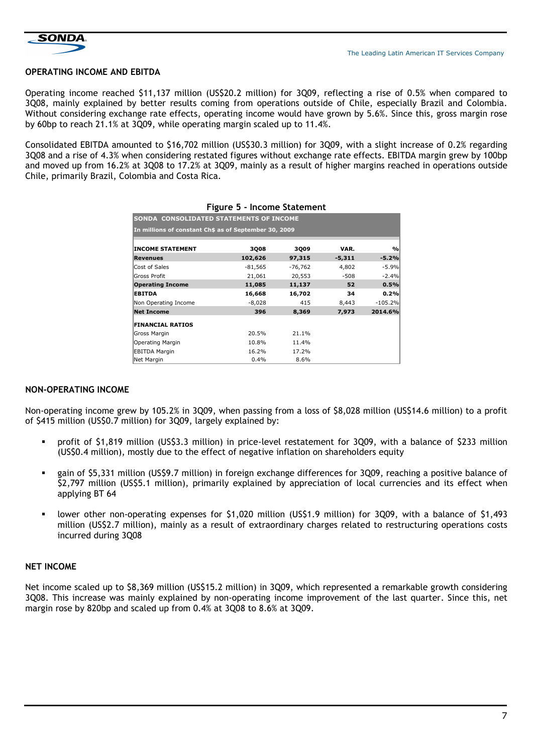## OPERATING INCOME AND EBITDA

Operating income reached $11,137 million (US$20.2 million) for 3Q09, reflecting a rise of 0.5% when compared to 3Q08, mainly explained by better results coming from operations outside of Chile, especially Brazil and Colombia. Without considering exchange rate effects, operating income would have grown by 5.6%. Since this, gross margin rose by 60bp to reach 21.1% at 3Q09, while operating margin scaled up to 11.4%.

Consolidated EBITDA amounted to $16,702 million (US$30.3 million) for 3Q09, with a slight increase of 0.2% regarding 3Q08 and a rise of 4.3% when considering restated figures without exchange rate effects. EBITDA margin grew by 100bp and moved up from 16.2% at 3Q08 to 17.2% at 3Q09, mainly as a result of higher margins reached in operations outside Chile, primarily Brazil, Colombia and Costa Rica.

**Figure 5 - Income Statement**

**SONDA CONSOLIDATED STATEMENTS OF INCOME**
In millions of constant Ch$ as of September 30, 2009

| INCOME STATEMENT | 3Q08 | 3Q09 | VAR. | % |
|---|---|---|---|---|
| **Revenues** | **102,626** | **97,315** | **-5,311** | **-5.2%** |
| Cost of Sales | -81,565 | -76,762 | 4,802 | -5.9% |
| Gross Profit | 21,061 | 20,553 | -508 | -2.4% |
| **Operating Income** | **11,085** | **11,137** | **52** | **0.5%** |
| **EBITDA** | **16,668** | **16,702** | **34** | **0.2%** |
| Non Operating Income | -8,028 | 415 | 8,443 | -105.2% |
| **Net Income** | **396** | **8,369** | **7,973** | **2014.6%** |
| **FINANCIAL RATIOS** | | | | |
| Gross Margin | 20.5% | 21.1% | | |
| Operating Margin | 10.8% | 11.4% | | |
| EBITDA Margin | 16.2% | 17.2% | | |
| Net Margin | 0.4% | 8.6% | | |

## NON-OPERATING INCOME

Non-operating income grew by 105.2% in 3Q09, when passing from a loss of $8,028 million (US$14.6 million) to a profit of $415 million (US$0.7 million) for 3Q09, largely explained by:

- profit of $1,819 million (US$3.3 million) in price-level restatement for 3Q09, with a balance of $233 million (US$0.4 million), mostly due to the effect of negative inflation on shareholders equity
- gain of $5,331 million (US$9.7 million) in foreign exchange differences for 3Q09, reaching a positive balance of $2,797 million (US$5.1 million), primarily explained by appreciation of local currencies and its effect when applying BT 64
- lower other non-operating expenses for $1,020 million (US$1.9 million) for 3Q09, with a balance of $1,493 million (US$2.7 million), mainly as a result of extraordinary charges related to restructuring operations costs incurred during 3Q08

## NET INCOME

Net income scaled up to $8,369 million (US$15.2 million) in 3Q09, which represented a remarkable growth considering 3Q08. This increase was mainly explained by non-operating income improvement of the last quarter. Since this, net margin rose by 820bp and scaled up from 0.4% at 3Q08 to 8.6% at 3Q09.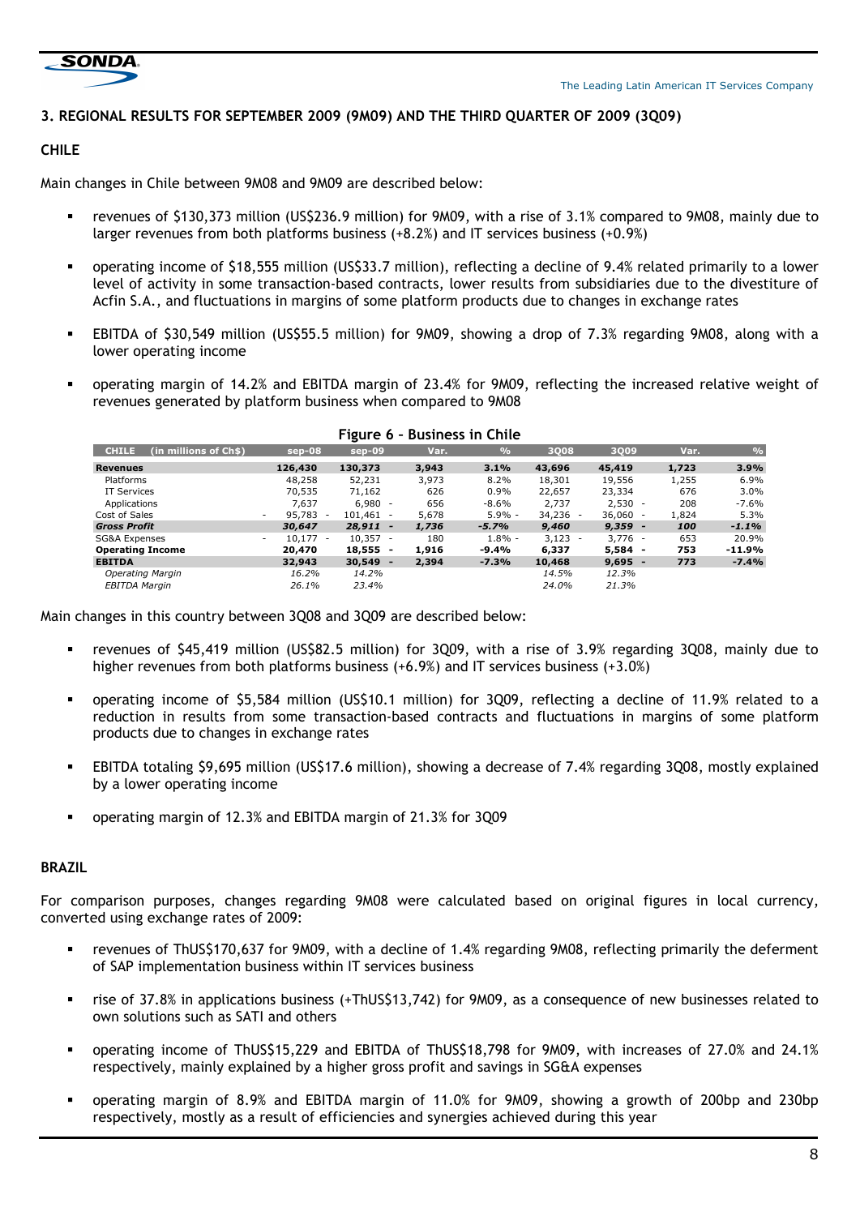## 3. REGIONAL RESULTS FOR SEPTEMBER 2009 (9M09) AND THE THIRD QUARTER OF 2009 (3Q09)

### CHILE

Main changes in Chile between 9M08 and 9M09 are described below:

- revenues of $130,373 million (US$236.9 million) for 9M09, with a rise of 3.1% compared to 9M08, mainly due to larger revenues from both platforms business (+8.2%) and IT services business (+0.9%)
- operating income of $18,555 million (US$33.7 million), reflecting a decline of 9.4% related primarily to a lower level of activity in some transaction-based contracts, lower results from subsidiaries due to the divestiture of Acfin S.A., and fluctuations in margins of some platform products due to changes in exchange rates
- EBITDA of $30,549 million (US$55.5 million) for 9M09, showing a drop of 7.3% regarding 9M08, along with a lower operating income
- operating margin of 14.2% and EBITDA margin of 23.4% for 9M09, reflecting the increased relative weight of revenues generated by platform business when compared to 9M08

**Figure 6 – Business in Chile**

| CHILE (in millions of Ch$) | sep-08 | sep-09 | Var. | % | 3Q08 | 3Q09 | Var. | % |
|---|---|---|---|---|---|---|---|---|
| **Revenues** | **126,430** | **130,373** | **3,943** | **3.1%** | **43,696** | **45,419** | **1,723** | **3.9%** |
| Platforms | 48,258 | 52,231 | 3,973 | 8.2% | 18,301 | 19,556 | 1,255 | 6.9% |
| IT Services | 70,535 | 71,162 | 626 | 0.9% | 22,657 | 23,334 | 676 | 3.0% |
| Applications | 7,637 | 6,980 | - 656 | -8.6% | 2,737 | 2,530 | - 208 | -7.6% |
| Cost of Sales | - 95,783 | - 101,461 | - 5,678 | 5.9% | - 34,236 | - 36,060 | - 1,824 | 5.3% |
| ***Gross Profit*** | ***30,647*** | ***28,911*** | ***- 1,736*** | ***-5.7%*** | ***9,460*** | ***9,359*** | ***- 100*** | ***-1.1%*** |
| SG&A Expenses | - 10,177 | - 10,357 | - 180 | 1.8% | - 3,123 | - 3,776 | - 653 | 20.9% |
| **Operating Income** | **20,470** | **18,555** | **- 1,916** | **-9.4%** | **6,337** | **5,584** | **- 753** | **-11.9%** |
| **EBITDA** | **32,943** | **30,549** | **- 2,394** | **-7.3%** | **10,468** | **9,695** | **- 773** | **-7.4%** |
| *Operating Margin* | *16.2%* | *14.2%* | | | *14.5%* | *12.3%* | | |
| *EBITDA Margin* | *26.1%* | *23.4%* | | | *24.0%* | *21.3%* | | |

Main changes in this country between 3Q08 and 3Q09 are described below:

- revenues of $45,419 million (US$82.5 million) for 3Q09, with a rise of 3.9% regarding 3Q08, mainly due to higher revenues from both platforms business (+6.9%) and IT services business (+3.0%)
- operating income of $5,584 million (US$10.1 million) for 3Q09, reflecting a decline of 11.9% related to a reduction in results from some transaction-based contracts and fluctuations in margins of some platform products due to changes in exchange rates
- EBITDA totaling $9,695 million (US$17.6 million), showing a decrease of 7.4% regarding 3Q08, mostly explained by a lower operating income
- operating margin of 12.3% and EBITDA margin of 21.3% for 3Q09

### BRAZIL

For comparison purposes, changes regarding 9M08 were calculated based on original figures in local currency, converted using exchange rates of 2009:

- revenues of ThUS$170,637 for 9M09, with a decline of 1.4% regarding 9M08, reflecting primarily the deferment of SAP implementation business within IT services business
- rise of 37.8% in applications business (+ThUS$13,742) for 9M09, as a consequence of new businesses related to own solutions such as SATI and others
- operating income of ThUS$15,229 and EBITDA of ThUS$18,798 for 9M09, with increases of 27.0% and 24.1% respectively, mainly explained by a higher gross profit and savings in SG&A expenses
- operating margin of 8.9% and EBITDA margin of 11.0% for 9M09, showing a growth of 200bp and 230bp respectively, mostly as a result of efficiencies and synergies achieved during this year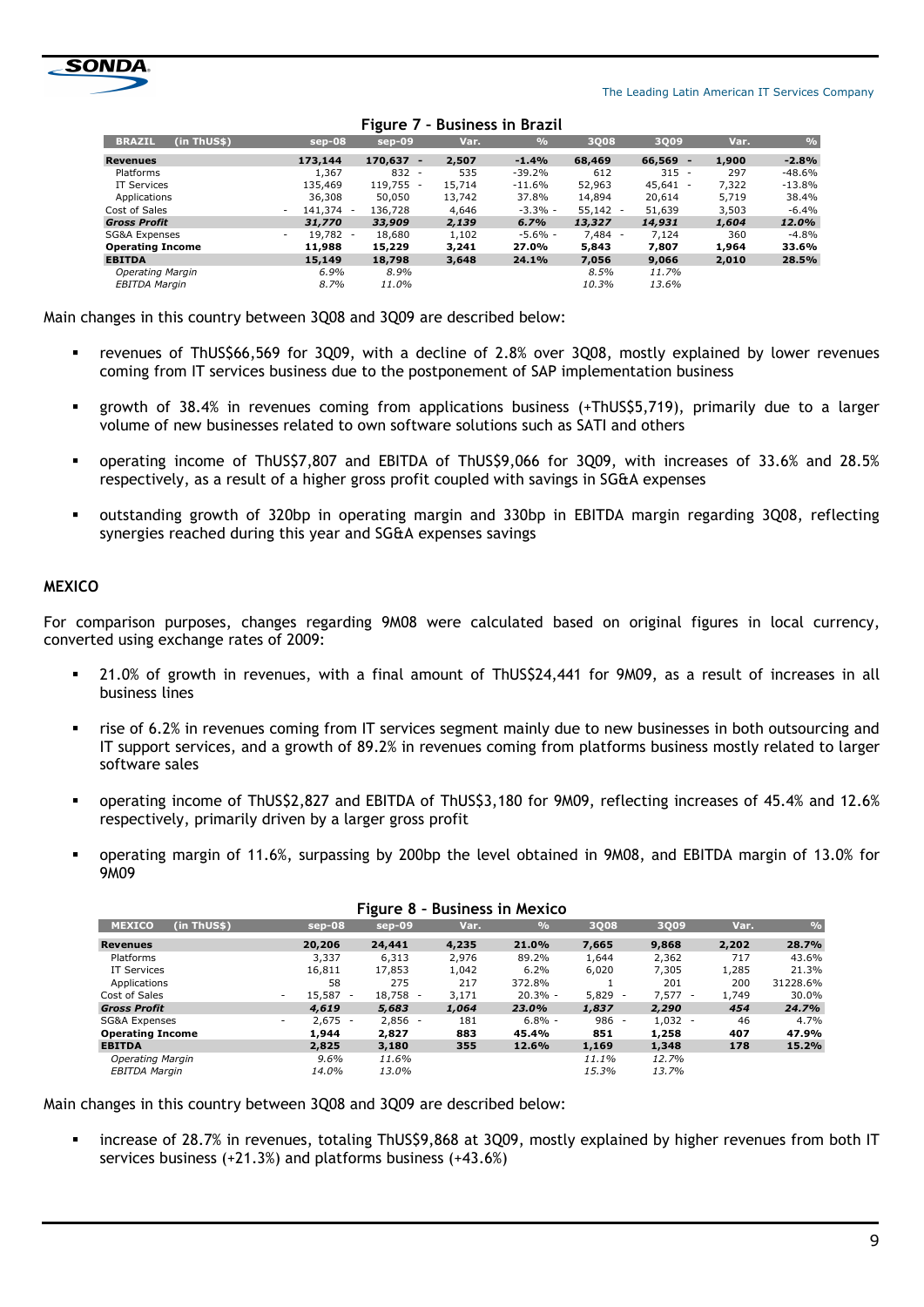Figure 7 – Business in Brazil

| BRAZIL (in ThUS$) | sep-08 | sep-09 | Var. | % | 3Q08 | 3Q09 | Var. | % |
|---|---|---|---|---|---|---|---|---|
| **Revenues** | **173,144** | **170,637** | **- 2,507** | **-1.4%** | **68,469** | **66,569** | **- 1,900** | **-2.8%** |
| Platforms | 1,367 | 832 | - 535 | -39.2% | 612 | 315 | - 297 | -48.6% |
| IT Services | 135,469 | 119,755 | - 15,714 | -11.6% | 52,963 | 45,641 | - 7,322 | -13.8% |
| Applications | 36,308 | 50,050 | 13,742 | 37.8% | 14,894 | 20,614 | 5,719 | 38.4% |
| Cost of Sales | - 141,374 | - 136,728 | 4,646 | -3.3% | - 55,142 | - 51,639 | 3,503 | -6.4% |
| ***Gross Profit*** | ***31,770*** | ***33,909*** | ***2,139*** | ***6.7%*** | ***13,327*** | ***14,931*** | ***1,604*** | ***12.0%*** |
| SG&A Expenses | - 19,782 | - 18,680 | 1,102 | -5.6% | - 7,484 | - 7,124 | 360 | -4.8% |
| **Operating Income** | **11,988** | **15,229** | **3,241** | **27.0%** | **5,843** | **7,807** | **1,964** | **33.6%** |
| **EBITDA** | **15,149** | **18,798** | **3,648** | **24.1%** | **7,056** | **9,066** | **2,010** | **28.5%** |
| *Operating Margin* | *6.9%* | *8.9%* | | | *8.5%* | *11.7%* | | |
| *EBITDA Margin* | *8.7%* | *11.0%* | | | *10.3%* | *13.6%* | | |

Main changes in this country between 3Q08 and 3Q09 are described below:

- revenues of ThUS$66,569 for 3Q09, with a decline of 2.8% over 3Q08, mostly explained by lower revenues coming from IT services business due to the postponement of SAP implementation business
- growth of 38.4% in revenues coming from applications business (+ThUS$5,719), primarily due to a larger volume of new businesses related to own software solutions such as SATI and others
- operating income of ThUS$7,807 and EBITDA of ThUS$9,066 for 3Q09, with increases of 33.6% and 28.5% respectively, as a result of a higher gross profit coupled with savings in SG&A expenses
- outstanding growth of 320bp in operating margin and 330bp in EBITDA margin regarding 3Q08, reflecting synergies reached during this year and SG&A expenses savings

## MEXICO

For comparison purposes, changes regarding 9M08 were calculated based on original figures in local currency, converted using exchange rates of 2009:

- 21.0% of growth in revenues, with a final amount of ThUS$24,441 for 9M09, as a result of increases in all business lines
- rise of 6.2% in revenues coming from IT services segment mainly due to new businesses in both outsourcing and IT support services, and a growth of 89.2% in revenues coming from platforms business mostly related to larger software sales
- operating income of ThUS$2,827 and EBITDA of ThUS$3,180 for 9M09, reflecting increases of 45.4% and 12.6% respectively, primarily driven by a larger gross profit
- operating margin of 11.6%, surpassing by 200bp the level obtained in 9M08, and EBITDA margin of 13.0% for 9M09

Figure 8 – Business in Mexico

| MEXICO (in ThUS$) | sep-08 | sep-09 | Var. | % | 3Q08 | 3Q09 | Var. | % |
|---|---|---|---|---|---|---|---|---|
| **Revenues** | **20,206** | **24,441** | **4,235** | **21.0%** | **7,665** | **9,868** | **2,202** | **28.7%** |
| Platforms | 3,337 | 6,313 | 2,976 | 89.2% | 1,644 | 2,362 | 717 | 43.6% |
| IT Services | 16,811 | 17,853 | 1,042 | 6.2% | 6,020 | 7,305 | 1,285 | 21.3% |
| Applications | 58 | 275 | 217 | 372.8% | 1 | 201 | 200 | 31228.6% |
| Cost of Sales | - 15,587 | - 18,758 | - 3,171 | 20.3% | - 5,829 | - 7,577 | - 1,749 | 30.0% |
| ***Gross Profit*** | ***4,619*** | ***5,683*** | ***1,064*** | ***23.0%*** | ***1,837*** | ***2,290*** | ***454*** | ***24.7%*** |
| SG&A Expenses | - 2,675 | - 2,856 | - 181 | 6.8% | - 986 | - 1,032 | - 46 | 4.7% |
| **Operating Income** | **1,944** | **2,827** | **883** | **45.4%** | **851** | **1,258** | **407** | **47.9%** |
| **EBITDA** | **2,825** | **3,180** | **355** | **12.6%** | **1,169** | **1,348** | **178** | **15.2%** |
| *Operating Margin* | *9.6%* | *11.6%* | | | *11.1%* | *12.7%* | | |
| *EBITDA Margin* | *14.0%* | *13.0%* | | | *15.3%* | *13.7%* | | |

Main changes in this country between 3Q08 and 3Q09 are described below:

- increase of 28.7% in revenues, totaling ThUS$9,868 at 3Q09, mostly explained by higher revenues from both IT services business (+21.3%) and platforms business (+43.6%)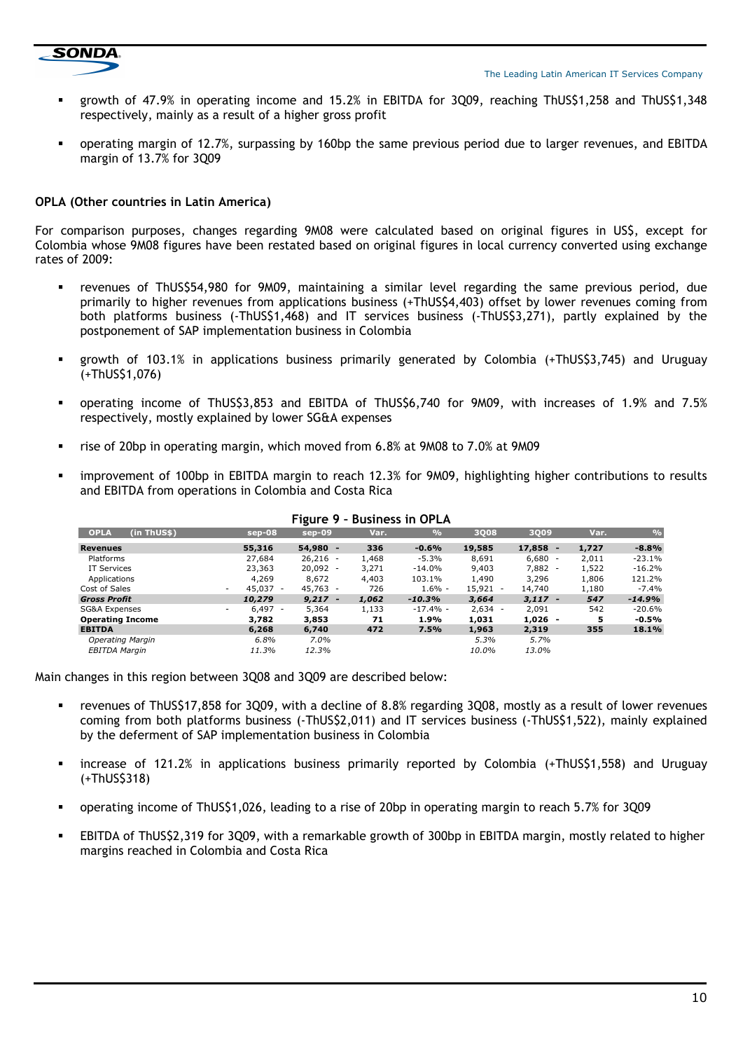- growth of 47.9% in operating income and 15.2% in EBITDA for 3Q09, reaching ThUS$1,258 and ThUS$1,348 respectively, mainly as a result of a higher gross profit

- operating margin of 12.7%, surpassing by 160bp the same previous period due to larger revenues, and EBITDA margin of 13.7% for 3Q09

**OPLA (Other countries in Latin America)**

For comparison purposes, changes regarding 9M08 were calculated based on original figures in US$, except for Colombia whose 9M08 figures have been restated based on original figures in local currency converted using exchange rates of 2009:

- revenues of ThUS$54,980 for 9M09, maintaining a similar level regarding the same previous period, due primarily to higher revenues from applications business (+ThUS$4,403) offset by lower revenues coming from both platforms business (-ThUS$1,468) and IT services business (-ThUS$3,271), partly explained by the postponement of SAP implementation business in Colombia

- growth of 103.1% in applications business primarily generated by Colombia (+ThUS$3,745) and Uruguay (+ThUS$1,076)

- operating income of ThUS$3,853 and EBITDA of ThUS$6,740 for 9M09, with increases of 1.9% and 7.5% respectively, mostly explained by lower SG&A expenses

- rise of 20bp in operating margin, which moved from 6.8% at 9M08 to 7.0% at 9M09

- improvement of 100bp in EBITDA margin to reach 12.3% for 9M09, highlighting higher contributions to results and EBITDA from operations in Colombia and Costa Rica

**Figure 9 - Business in OPLA**

| OPLA (in ThUS$) | sep-08 | sep-09 | Var. | % | 3Q08 | 3Q09 | Var. | % |
|---|---|---|---|---|---|---|---|---|
| **Revenues** | **55,316** | **54,980** | **- 336** | **-0.6%** | **19,585** | **17,858** | **- 1,727** | **-8.8%** |
| Platforms | 27,684 | 26,216 | - 1,468 | -5.3% | 8,691 | 6,680 | - 2,011 | -23.1% |
| IT Services | 23,363 | 20,092 | - 3,271 | -14.0% | 9,403 | 7,882 | - 1,522 | -16.2% |
| Applications | 4,269 | 8,672 | 4,403 | 103.1% | 1,490 | 3,296 | 1,806 | 121.2% |
| Cost of Sales | - 45,037 | - 45,763 | - 726 | 1.6% | - 15,921 | - 14,740 | 1,180 | -7.4% |
| ***Gross Profit*** | ***10,279*** | ***9,217*** | ***- 1,062*** | ***-10.3%*** | ***3,664*** | ***3,117*** | ***- 547*** | ***-14.9%*** |
| SG&A Expenses | - 6,497 | - 5,364 | 1,133 | -17.4% | - 2,634 | - 2,091 | 542 | -20.6% |
| **Operating Income** | **3,782** | **3,853** | **71** | **1.9%** | **1,031** | **1,026** | **- 5** | **-0.5%** |
| **EBITDA** | **6,268** | **6,740** | **472** | **7.5%** | **1,963** | **2,319** | **355** | **18.1%** |
| *Operating Margin* | *6.8%* | *7.0%* | | | *5.3%* | *5.7%* | | |
| *EBITDA Margin* | *11.3%* | *12.3%* | | | *10.0%* | *13.0%* | | |

Main changes in this region between 3Q08 and 3Q09 are described below:

- revenues of ThUS$17,858 for 3Q09, with a decline of 8.8% regarding 3Q08, mostly as a result of lower revenues coming from both platforms business (-ThUS$2,011) and IT services business (-ThUS$1,522), mainly explained by the deferment of SAP implementation business in Colombia

- increase of 121.2% in applications business primarily reported by Colombia (+ThUS$1,558) and Uruguay (+ThUS$318)

- operating income of ThUS$1,026, leading to a rise of 20bp in operating margin to reach 5.7% for 3Q09

- EBITDA of ThUS$2,319 for 3Q09, with a remarkable growth of 300bp in EBITDA margin, mostly related to higher margins reached in Colombia and Costa Rica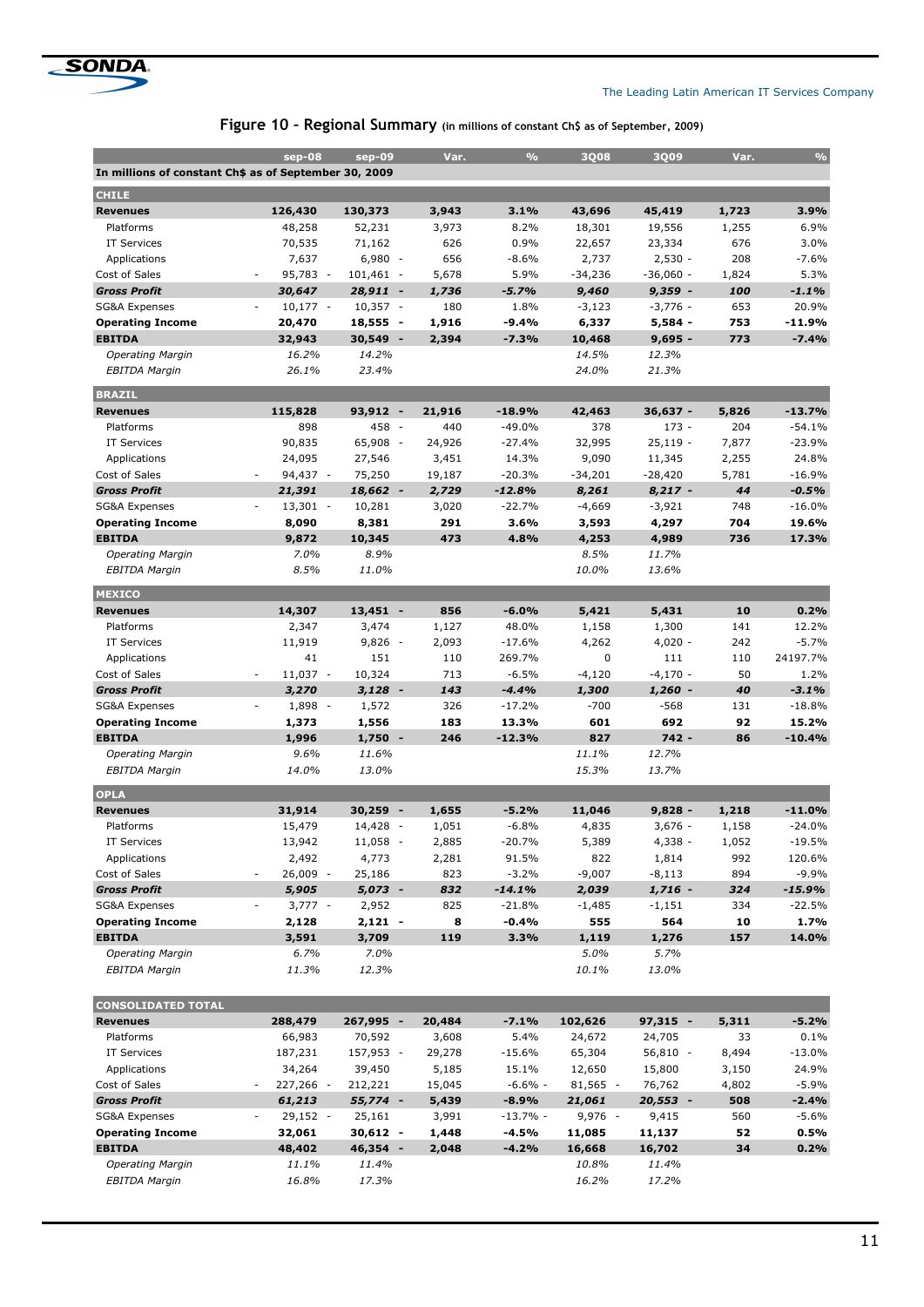## Figure 10 – Regional Summary (in millions of constant Ch$ as of September, 2009)

| | sep-08 | sep-09 | Var. | % | 3Q08 | 3Q09 | Var. | % |
|---|---|---|---|---|---|---|---|---|
| **In millions of constant Ch$ as of September 30, 2009** | | | | | | | | |
| **CHILE** | | | | | | | | |
| **Revenues** | **126,430** | **130,373** | **3,943** | **3.1%** | **43,696** | **45,419** | **1,723** | **3.9%** |
| Platforms | 48,258 | 52,231 | 3,973 | 8.2% | 18,301 | 19,556 | 1,255 | 6.9% |
| IT Services | 70,535 | 71,162 | 626 | 0.9% | 22,657 | 23,334 | 676 | 3.0% |
| Applications | 7,637 | 6,980 | -656 | -8.6% | 2,737 | 2,530 | -208 | -7.6% |
| Cost of Sales | -95,783 | -101,461 | -5,678 | 5.9% | -34,236 | -36,060 | -1,824 | 5.3% |
| ***Gross Profit*** | ***30,647*** | ***28,911*** | ***-1,736*** | ***-5.7%*** | ***9,460*** | ***9,359*** | ***-100*** | ***-1.1%*** |
| SG&A Expenses | -10,177 | -10,357 | -180 | 1.8% | -3,123 | -3,776 | -653 | 20.9% |
| **Operating Income** | **20,470** | **18,555** | **-1,916** | **-9.4%** | **6,337** | **5,584** | **-753** | **-11.9%** |
| **EBITDA** | **32,943** | **30,549** | **-2,394** | **-7.3%** | **10,468** | **9,695** | **-773** | **-7.4%** |
| *Operating Margin* | *16.2%* | *14.2%* | | | *14.5%* | *12.3%* | | |
| *EBITDA Margin* | *26.1%* | *23.4%* | | | *24.0%* | *21.3%* | | |
| **BRAZIL** | | | | | | | | |
| **Revenues** | **115,828** | **93,912** | **-21,916** | **-18.9%** | **42,463** | **36,637** | **-5,826** | **-13.7%** |
| Platforms | 898 | 458 | -440 | -49.0% | 378 | 173 | -204 | -54.1% |
| IT Services | 90,835 | 65,908 | -24,926 | -27.4% | 32,995 | 25,119 | -7,877 | -23.9% |
| Applications | 24,095 | 27,546 | 3,451 | 14.3% | 9,090 | 11,345 | 2,255 | 24.8% |
| Cost of Sales | -94,437 | -75,250 | 19,187 | -20.3% | -34,201 | -28,420 | 5,781 | -16.9% |
| ***Gross Profit*** | ***21,391*** | ***18,662*** | ***-2,729*** | ***-12.8%*** | ***8,261*** | ***8,217*** | ***-44*** | ***-0.5%*** |
| SG&A Expenses | -13,301 | -10,281 | 3,020 | -22.7% | -4,669 | -3,921 | 748 | -16.0% |
| **Operating Income** | **8,090** | **8,381** | **291** | **3.6%** | **3,593** | **4,297** | **704** | **19.6%** |
| **EBITDA** | **9,872** | **10,345** | **473** | **4.8%** | **4,253** | **4,989** | **736** | **17.3%** |
| *Operating Margin* | *7.0%* | *8.9%* | | | *8.5%* | *11.7%* | | |
| *EBITDA Margin* | *8.5%* | *11.0%* | | | *10.0%* | *13.6%* | | |
| **MEXICO** | | | | | | | | |
| **Revenues** | **14,307** | **13,451** | **-856** | **-6.0%** | **5,421** | **5,431** | **10** | **0.2%** |
| Platforms | 2,347 | 3,474 | 1,127 | 48.0% | 1,158 | 1,300 | 141 | 12.2% |
| IT Services | 11,919 | 9,826 | -2,093 | -17.6% | 4,262 | 4,020 | -242 | -5.7% |
| Applications | 41 | 151 | 110 | 269.7% | 0 | 111 | 110 | 24197.7% |
| Cost of Sales | -11,037 | -10,324 | 713 | -6.5% | -4,120 | -4,170 | -50 | 1.2% |
| ***Gross Profit*** | ***3,270*** | ***3,128*** | ***-143*** | ***-4.4%*** | ***1,300*** | ***1,260*** | ***-40*** | ***-3.1%*** |
| SG&A Expenses | -1,898 | -1,572 | 326 | -17.2% | -700 | -568 | 131 | -18.8% |
| **Operating Income** | **1,373** | **1,556** | **183** | **13.3%** | **601** | **692** | **92** | **15.2%** |
| **EBITDA** | **1,996** | **1,750** | **-246** | **-12.3%** | **827** | **742** | **-86** | **-10.4%** |
| *Operating Margin* | *9.6%* | *11.6%* | | | *11.1%* | *12.7%* | | |
| *EBITDA Margin* | *14.0%* | *13.0%* | | | *15.3%* | *13.7%* | | |
| **OPLA** | | | | | | | | |
| **Revenues** | **31,914** | **30,259** | **-1,655** | **-5.2%** | **11,046** | **9,828** | **-1,218** | **-11.0%** |
| Platforms | 15,479 | 14,428 | -1,051 | -6.8% | 4,835 | 3,676 | -1,158 | -24.0% |
| IT Services | 13,942 | 11,058 | -2,885 | -20.7% | 5,389 | 4,338 | -1,052 | -19.5% |
| Applications | 2,492 | 4,773 | 2,281 | 91.5% | 822 | 1,814 | 992 | 120.6% |
| Cost of Sales | -26,009 | -25,186 | 823 | -3.2% | -9,007 | -8,113 | 894 | -9.9% |
| ***Gross Profit*** | ***5,905*** | ***5,073*** | ***-832*** | ***-14.1%*** | ***2,039*** | ***1,716*** | ***-324*** | ***-15.9%*** |
| SG&A Expenses | -3,777 | -2,952 | 825 | -21.8% | -1,485 | -1,151 | 334 | -22.5% |
| **Operating Income** | **2,128** | **2,121** | **-8** | **-0.4%** | **555** | **564** | **10** | **1.7%** |
| **EBITDA** | **3,591** | **3,709** | **119** | **3.3%** | **1,119** | **1,276** | **157** | **14.0%** |
| *Operating Margin* | *6.7%* | *7.0%* | | | *5.0%* | *5.7%* | | |
| *EBITDA Margin* | *11.3%* | *12.3%* | | | *10.1%* | *13.0%* | | |
| **CONSOLIDATED TOTAL** | | | | | | | | |
| **Revenues** | **288,479** | **267,995** | **-20,484** | **-7.1%** | **102,626** | **97,315** | **-5,311** | **-5.2%** |
| Platforms | 66,983 | 70,592 | 3,608 | 5.4% | 24,672 | 24,705 | 33 | 0.1% |
| IT Services | 187,231 | 157,953 | -29,278 | -15.6% | 65,304 | 56,810 | -8,494 | -13.0% |
| Applications | 34,264 | 39,450 | 5,185 | 15.1% | 12,650 | 15,800 | 3,150 | 24.9% |
| Cost of Sales | -227,266 | -212,221 | 15,045 | -6.6% | -81,565 | -76,762 | 4,802 | -5.9% |
| ***Gross Profit*** | ***61,213*** | ***55,774*** | ***-5,439*** | ***-8.9%*** | ***21,061*** | ***20,553*** | ***-508*** | ***-2.4%*** |
| SG&A Expenses | -29,152 | -25,161 | 3,991 | -13.7% | -9,976 | -9,415 | 560 | -5.6% |
| **Operating Income** | **32,061** | **30,612** | **-1,448** | **-4.5%** | **11,085** | **11,137** | **52** | **0.5%** |
| **EBITDA** | **48,402** | **46,354** | **-2,048** | **-4.2%** | **16,668** | **16,702** | **34** | **0.2%** |
| *Operating Margin* | *11.1%* | *11.4%* | | | *10.8%* | *11.4%* | | |
| *EBITDA Margin* | *16.8%* | *17.3%* | | | *16.2%* | *17.2%* | | |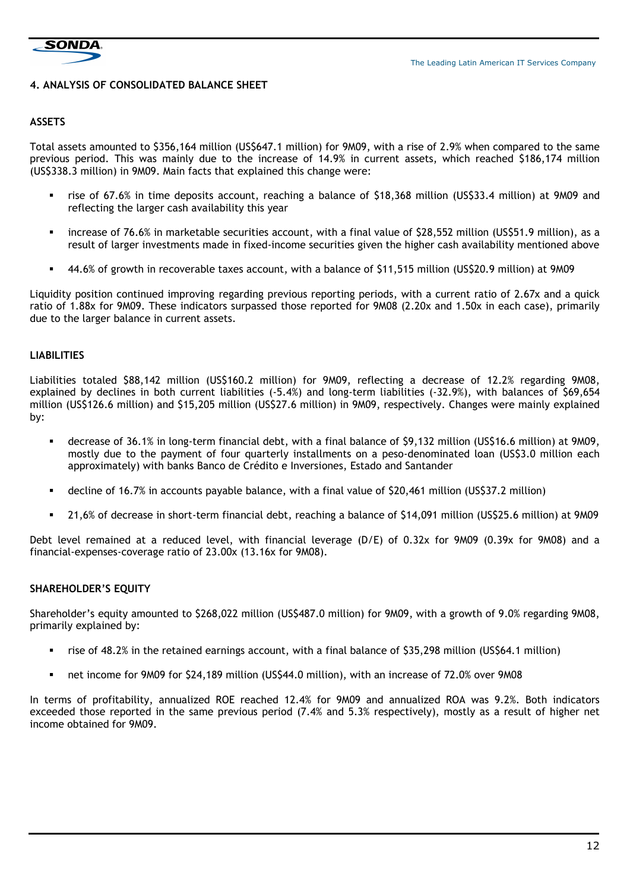## 4. ANALYSIS OF CONSOLIDATED BALANCE SHEET

### ASSETS

Total assets amounted to $356,164 million (US$647.1 million) for 9M09, with a rise of 2.9% when compared to the same previous period. This was mainly due to the increase of 14.9% in current assets, which reached $186,174 million (US$338.3 million) in 9M09. Main facts that explained this change were:

- rise of 67.6% in time deposits account, reaching a balance of $18,368 million (US$33.4 million) at 9M09 and reflecting the larger cash availability this year
- increase of 76.6% in marketable securities account, with a final value of $28,552 million (US$51.9 million), as a result of larger investments made in fixed-income securities given the higher cash availability mentioned above
- 44.6% of growth in recoverable taxes account, with a balance of $11,515 million (US$20.9 million) at 9M09

Liquidity position continued improving regarding previous reporting periods, with a current ratio of 2.67x and a quick ratio of 1.88x for 9M09. These indicators surpassed those reported for 9M08 (2.20x and 1.50x in each case), primarily due to the larger balance in current assets.

### LIABILITIES

Liabilities totaled $88,142 million (US$160.2 million) for 9M09, reflecting a decrease of 12.2% regarding 9M08, explained by declines in both current liabilities (-5.4%) and long-term liabilities (-32.9%), with balances of $69,654 million (US$126.6 million) and $15,205 million (US$27.6 million) in 9M09, respectively. Changes were mainly explained by:

- decrease of 36.1% in long-term financial debt, with a final balance of $9,132 million (US$16.6 million) at 9M09, mostly due to the payment of four quarterly installments on a peso-denominated loan (US$3.0 million each approximately) with banks Banco de Crédito e Inversiones, Estado and Santander
- decline of 16.7% in accounts payable balance, with a final value of $20,461 million (US$37.2 million)
- 21,6% of decrease in short-term financial debt, reaching a balance of $14,091 million (US$25.6 million) at 9M09

Debt level remained at a reduced level, with financial leverage (D/E) of 0.32x for 9M09 (0.39x for 9M08) and a financial-expenses-coverage ratio of 23.00x (13.16x for 9M08).

### SHAREHOLDER'S EQUITY

Shareholder's equity amounted to $268,022 million (US$487.0 million) for 9M09, with a growth of 9.0% regarding 9M08, primarily explained by:

- rise of 48.2% in the retained earnings account, with a final balance of $35,298 million (US$64.1 million)
- net income for 9M09 for $24,189 million (US$44.0 million), with an increase of 72.0% over 9M08

In terms of profitability, annualized ROE reached 12.4% for 9M09 and annualized ROA was 9.2%. Both indicators exceeded those reported in the same previous period (7.4% and 5.3% respectively), mostly as a result of higher net income obtained for 9M09.